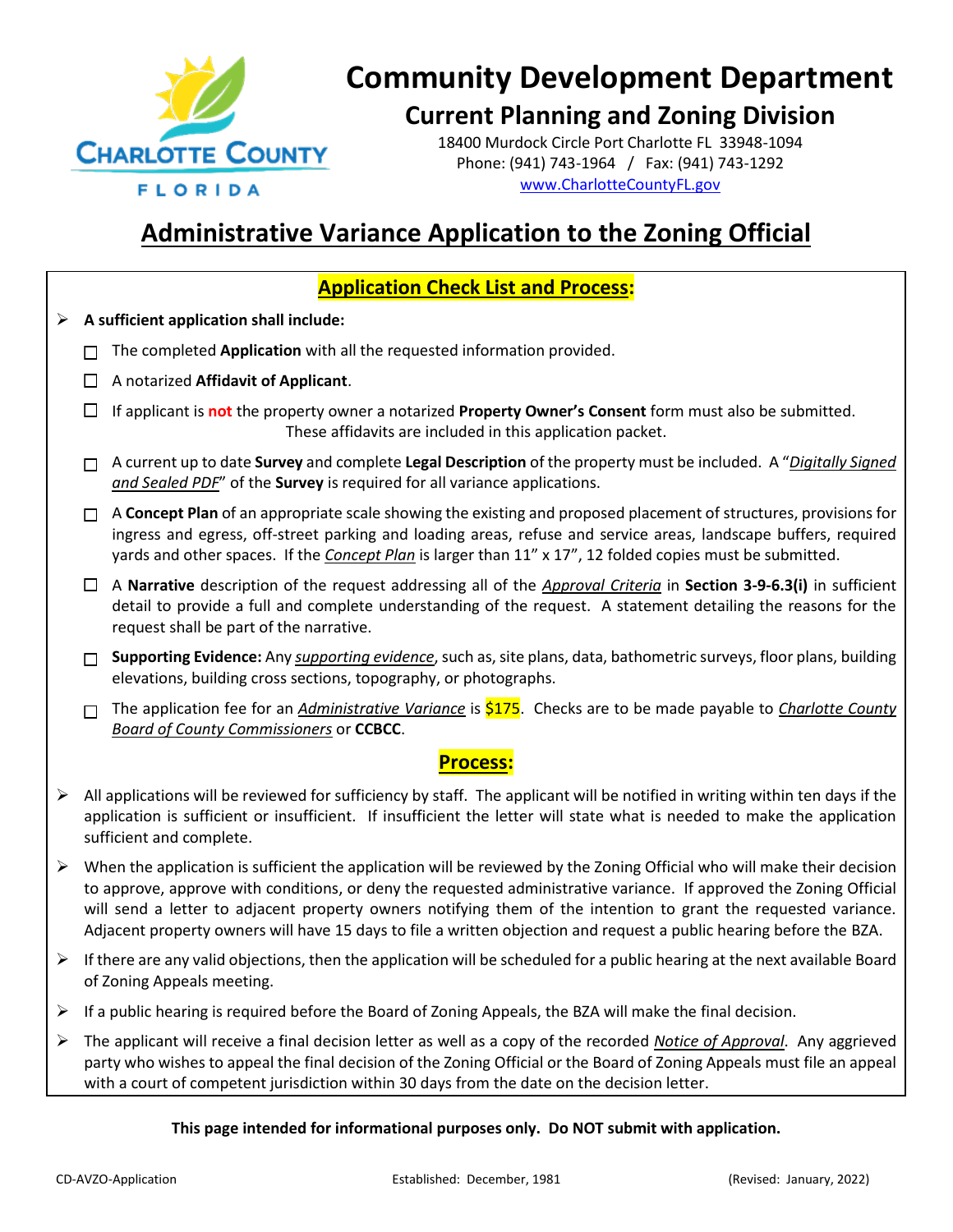# Community Development Department

## Current Planning and Zoning Division

18400 Murdock Circle Port Charlotte FL 33948-1094
Phone: (941) 743-1964 / Fax: (941) 743-1292
www.CharlotteCountyFL.gov

# Administrative Variance Application to the Zoning Official

## Application Check List and Process:

- **A sufficient application shall include:**
  - ☐ The completed **Application** with all the requested information provided.
  - ☐ A notarized **Affidavit of Applicant**.
  - ☐ If applicant is **not** the property owner a notarized **Property Owner's Consent** form must also be submitted. These affidavits are included in this application packet.
  - ☐ A current up to date **Survey** and complete **Legal Description** of the property must be included. A "*Digitally Signed and Sealed PDF*" of the **Survey** is required for all variance applications.
  - ☐ A **Concept Plan** of an appropriate scale showing the existing and proposed placement of structures, provisions for ingress and egress, off-street parking and loading areas, refuse and service areas, landscape buffers, required yards and other spaces. If the *Concept Plan* is larger than 11" x 17", 12 folded copies must be submitted.
  - ☐ A **Narrative** description of the request addressing all of the *Approval Criteria* in **Section 3-9-6.3(i)** in sufficient detail to provide a full and complete understanding of the request. A statement detailing the reasons for the request shall be part of the narrative.
  - ☐ **Supporting Evidence:** Any *supporting evidence*, such as, site plans, data, bathometric surveys, floor plans, building elevations, building cross sections, topography, or photographs.
  - ☐ The application fee for an *Administrative Variance* is $175. Checks are to be made payable to *Charlotte County Board of County Commissioners* or **CCBCC**.

## Process:

- All applications will be reviewed for sufficiency by staff. The applicant will be notified in writing within ten days if the application is sufficient or insufficient. If insufficient the letter will state what is needed to make the application sufficient and complete.
- When the application is sufficient the application will be reviewed by the Zoning Official who will make their decision to approve, approve with conditions, or deny the requested administrative variance. If approved the Zoning Official will send a letter to adjacent property owners notifying them of the intention to grant the requested variance. Adjacent property owners will have 15 days to file a written objection and request a public hearing before the BZA.
- If there are any valid objections, then the application will be scheduled for a public hearing at the next available Board of Zoning Appeals meeting.
- If a public hearing is required before the Board of Zoning Appeals, the BZA will make the final decision.
- The applicant will receive a final decision letter as well as a copy of the recorded *Notice of Approval*. Any aggrieved party who wishes to appeal the final decision of the Zoning Official or the Board of Zoning Appeals must file an appeal with a court of competent jurisdiction within 30 days from the date on the decision letter.

**This page intended for informational purposes only. Do NOT submit with application.**

CD-AVZO-Application    Established: December, 1981    (Revised: January, 2022)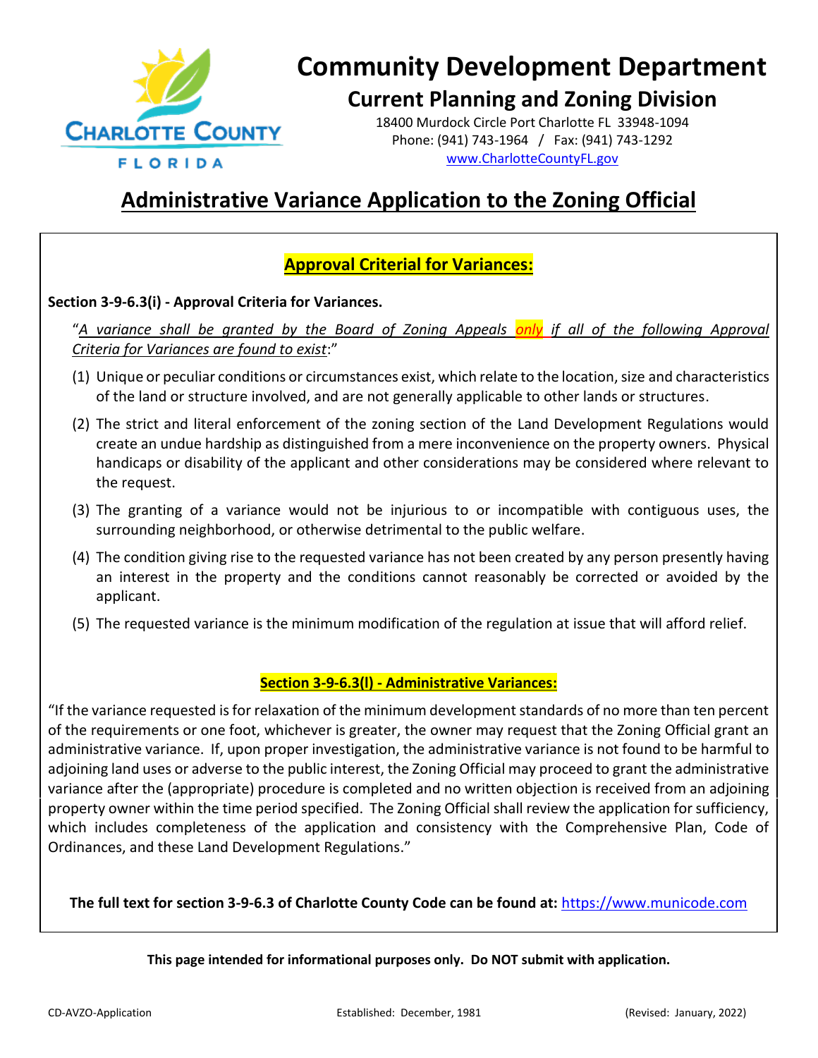# Community Development Department

## Current Planning and Zoning Division

18400 Murdock Circle Port Charlotte FL 33948-1094
Phone: (941) 743-1964 / Fax: (941) 743-1292
www.CharlotteCountyFL.gov

# Administrative Variance Application to the Zoning Official

## Approval Criterial for Variances:

**Section 3-9-6.3(i) - Approval Criteria for Variances.**

"*A variance shall be granted by the Board of Zoning Appeals only if all of the following Approval Criteria for Variances are found to exist*:"

1. Unique or peculiar conditions or circumstances exist, which relate to the location, size and characteristics of the land or structure involved, and are not generally applicable to other lands or structures.
2. The strict and literal enforcement of the zoning section of the Land Development Regulations would create an undue hardship as distinguished from a mere inconvenience on the property owners. Physical handicaps or disability of the applicant and other considerations may be considered where relevant to the request.
3. The granting of a variance would not be injurious to or incompatible with contiguous uses, the surrounding neighborhood, or otherwise detrimental to the public welfare.
4. The condition giving rise to the requested variance has not been created by any person presently having an interest in the property and the conditions cannot reasonably be corrected or avoided by the applicant.
5. The requested variance is the minimum modification of the regulation at issue that will afford relief.

## Section 3-9-6.3(l) - Administrative Variances:

"If the variance requested is for relaxation of the minimum development standards of no more than ten percent of the requirements or one foot, whichever is greater, the owner may request that the Zoning Official grant an administrative variance. If, upon proper investigation, the administrative variance is not found to be harmful to adjoining land uses or adverse to the public interest, the Zoning Official may proceed to grant the administrative variance after the (appropriate) procedure is completed and no written objection is received from an adjoining property owner within the time period specified. The Zoning Official shall review the application for sufficiency, which includes completeness of the application and consistency with the Comprehensive Plan, Code of Ordinances, and these Land Development Regulations."

**The full text for section 3-9-6.3 of Charlotte County Code can be found at:** https://www.municode.com

**This page intended for informational purposes only. Do NOT submit with application.**

CD-AVZO-Application | Established: December, 1981 | (Revised: January, 2022)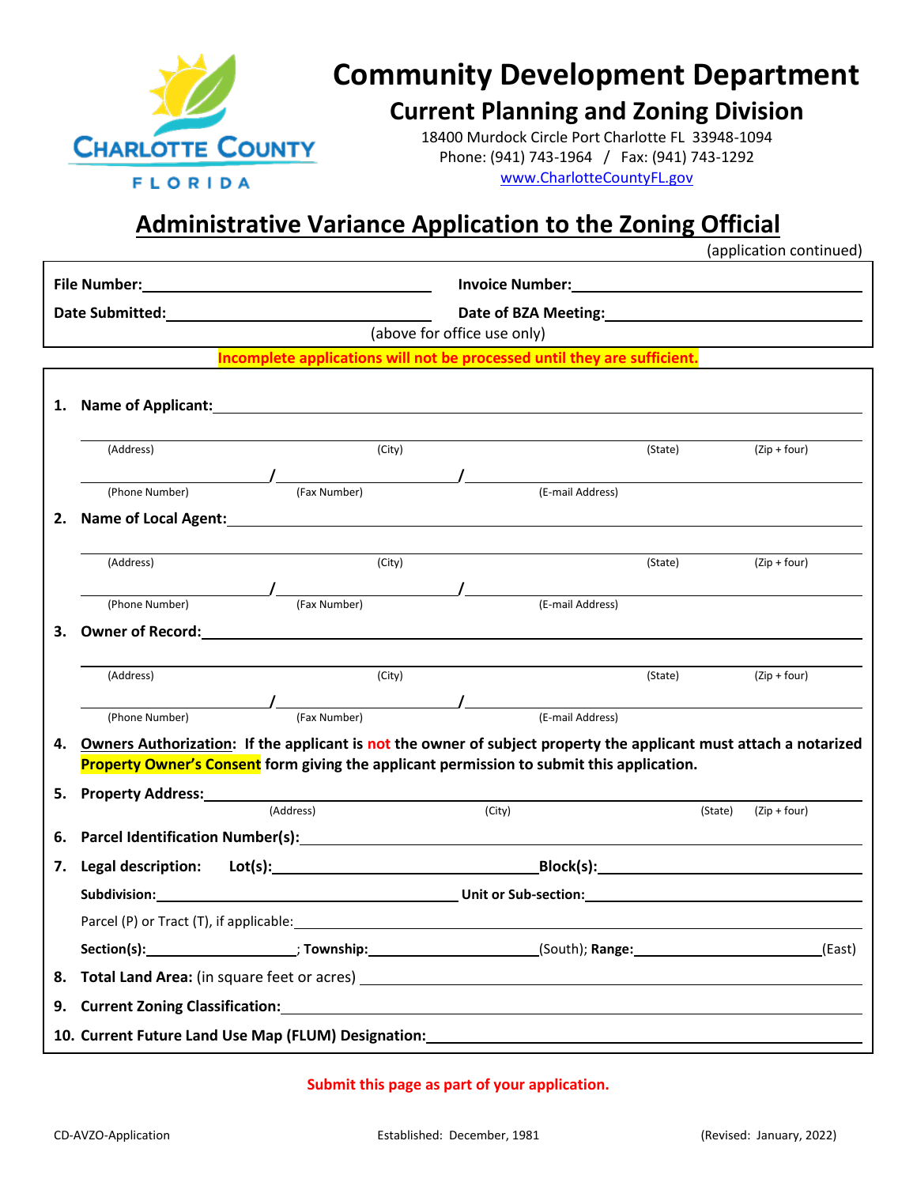# Community Development Department

## Current Planning and Zoning Division

18400 Murdock Circle Port Charlotte FL 33948-1094
Phone: (941) 743-1964 / Fax: (941) 743-1292
www.CharlotteCountyFL.gov

## Administrative Variance Application to the Zoning Official

(application continued)

**File Number:** ______________________ **Invoice Number:** ______________________

**Date Submitted:** ______________________ **Date of BZA Meeting:** ______________________

(above for office use only)

**Incomplete applications will not be processed until they are sufficient.**

1. **Name of Applicant:** ____________________________________________

   ____________________________________________
   (Address) (City) (State) (Zip + four)

   ______________ / ______________ / ______________
   (Phone Number) (Fax Number) (E-mail Address)

2. **Name of Local Agent:** ____________________________________________

   ____________________________________________
   (Address) (City) (State) (Zip + four)

   ______________ / ______________ / ______________
   (Phone Number) (Fax Number) (E-mail Address)

3. **Owner of Record:** ____________________________________________

   ____________________________________________
   (Address) (City) (State) (Zip + four)

   ______________ / ______________ / ______________
   (Phone Number) (Fax Number) (E-mail Address)

4. **Owners Authorization: If the applicant is not the owner of subject property the applicant must attach a notarized Property Owner's Consent form giving the applicant permission to submit this application.**

5. **Property Address:** ____________________________________________
   (Address) (City) (State) (Zip + four)

6. **Parcel Identification Number(s):** ______________________

7. **Legal description: Lot(s):** ______________________ **Block(s):** ______________________

   **Subdivision:** ______________________ **Unit or Sub-section:** ______________________

   Parcel (P) or Tract (T), if applicable: ______________________

   **Section(s):** __________; **Township:** __________(South); **Range:** __________(East)

8. **Total Land Area:** (in square feet or acres) ______________________

9. **Current Zoning Classification:** ______________________

10. **Current Future Land Use Map (FLUM) Designation:** ______________________

**Submit this page as part of your application.**

CD-AVZO-Application Established: December, 1981 (Revised: January, 2022)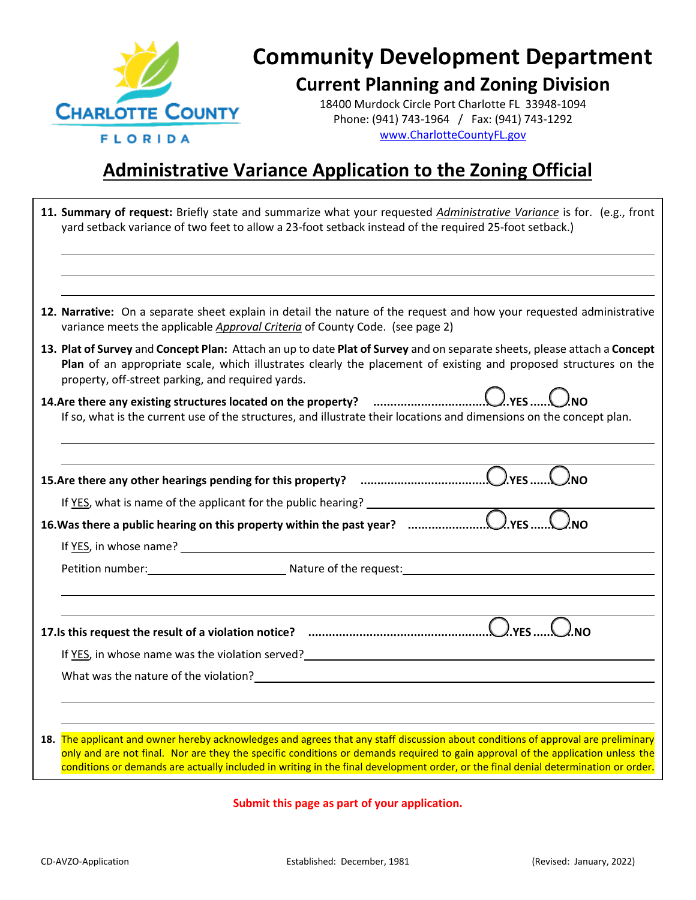# Community Development Department

## Current Planning and Zoning Division

18400 Murdock Circle Port Charlotte FL 33948-1094
Phone: (941) 743-1964 / Fax: (941) 743-1292
www.CharlotteCountyFL.gov

## Administrative Variance Application to the Zoning Official

11. **Summary of request:** Briefly state and summarize what your requested *Administrative Variance* is for. (e.g., front yard setback variance of two feet to allow a 23-foot setback instead of the required 25-foot setback.)

_______________________________________________

_______________________________________________

_______________________________________________

12. **Narrative:** On a separate sheet explain in detail the nature of the request and how your requested administrative variance meets the applicable *Approval Criteria* of County Code. (see page 2)

13. **Plat of Survey** and **Concept Plan:** Attach an up to date **Plat of Survey** and on separate sheets, please attach a **Concept Plan** of an appropriate scale, which illustrates clearly the placement of existing and proposed structures on the property, off-street parking, and required yards.

14. **Are there any existing structures located on the property?** ............................... ◯ YES ...... ◯ NO

    If so, what is the current use of the structures, and illustrate their locations and dimensions on the concept plan.

_______________________________________________

_______________________________________________

15. **Are there any other hearings pending for this property?** ................................... ◯ YES ...... ◯ NO

    If YES, what is name of the applicant for the public hearing? ______________________

16. **Was there a public hearing on this property within the past year?** ....................... ◯ YES ...... ◯ NO

    If YES, in whose name? ______________________

    Petition number: ______________________ Nature of the request: ______________________

_______________________________________________

_______________________________________________

17. **Is this request the result of a violation notice?** ................................................... ◯ YES ...... ◯ NO

    If YES, in whose name was the violation served? ______________________

    What was the nature of the violation? ______________________

_______________________________________________

_______________________________________________

18. The applicant and owner hereby acknowledges and agrees that any staff discussion about conditions of approval are preliminary only and are not final. Nor are they the specific conditions or demands required to gain approval of the application unless the conditions or demands are actually included in writing in the final development order, or the final denial determination or order.

**Submit this page as part of your application.**

CD-AVZO-Application | Established: December, 1981 | (Revised: January, 2022)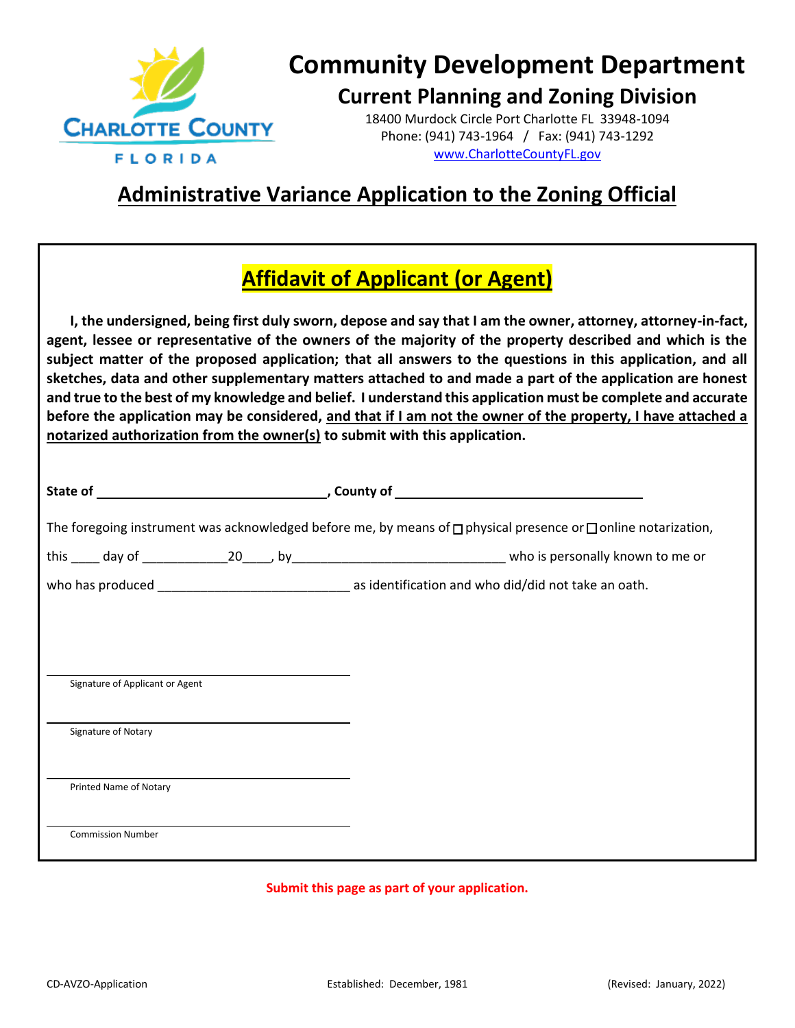# Community Development Department

## Current Planning and Zoning Division

18400 Murdock Circle Port Charlotte FL 33948-1094
Phone: (941) 743-1964 / Fax: (941) 743-1292
www.CharlotteCountyFL.gov

## Administrative Variance Application to the Zoning Official

## Affidavit of Applicant (or Agent)

**I, the undersigned, being first duly sworn, depose and say that I am the owner, attorney, attorney-in-fact, agent, lessee or representative of the owners of the majority of the property described and which is the subject matter of the proposed application; that all answers to the questions in this application, and all sketches, data and other supplementary matters attached to and made a part of the application are honest and true to the best of my knowledge and belief. I understand this application must be complete and accurate before the application may be considered, and that if I am not the owner of the property, I have attached a notarized authorization from the owner(s) to submit with this application.**

**State of** _______________________________, **County of** _______________________________

The foregoing instrument was acknowledged before me, by means of ☐ physical presence or ☐ online notarization,

this ____ day of ____________20____, by______________________________ who is personally known to me or

who has produced ___________________________ as identification and who did/did not take an oath.

_______________________________________
Signature of Applicant or Agent

_______________________________________
Signature of Notary

_______________________________________
Printed Name of Notary

_______________________________________
Commission Number

**Submit this page as part of your application.**

CD-AVZO-Application Established: December, 1981 (Revised: January, 2022)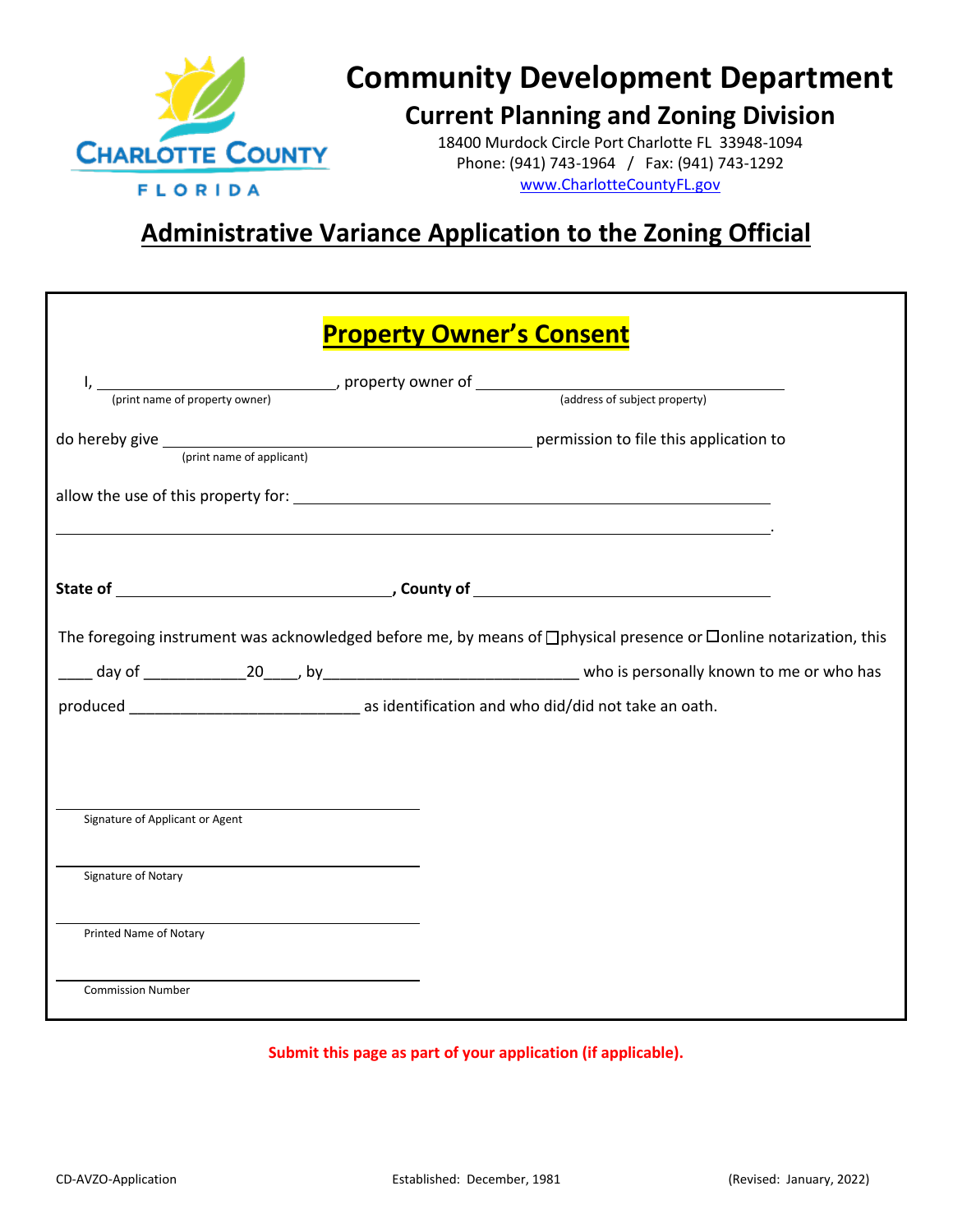CHARLOTTE COUNTY
FLORIDA

# Community Development Department

## Current Planning and Zoning Division

18400 Murdock Circle Port Charlotte FL 33948-1094
Phone: (941) 743-1964 / Fax: (941) 743-1292
www.CharlotteCountyFL.gov

## Administrative Variance Application to the Zoning Official

### Property Owner's Consent

I, ______________________________, property owner of ________________________________________
(print name of property owner) (address of subject property)

do hereby give ______________________________________________ permission to file this application to
(print name of applicant)

allow the use of this property for: ____________________________________________________________

_______________________________________________________________________________________.

**State of** ___________________________________, **County of** _______________________________________

The foregoing instrument was acknowledged before me, by means of ☐physical presence or ☐online notarization, this

____ day of ____________20____, by______________________________ who is personally known to me or who has

produced ____________________________ as identification and who did/did not take an oath.

_______________________________________
Signature of Applicant or Agent

_______________________________________
Signature of Notary

_______________________________________
Printed Name of Notary

_______________________________________
Commission Number

**Submit this page as part of your application (if applicable).**

CD-AVZO-Application Established: December, 1981 (Revised: January, 2022)